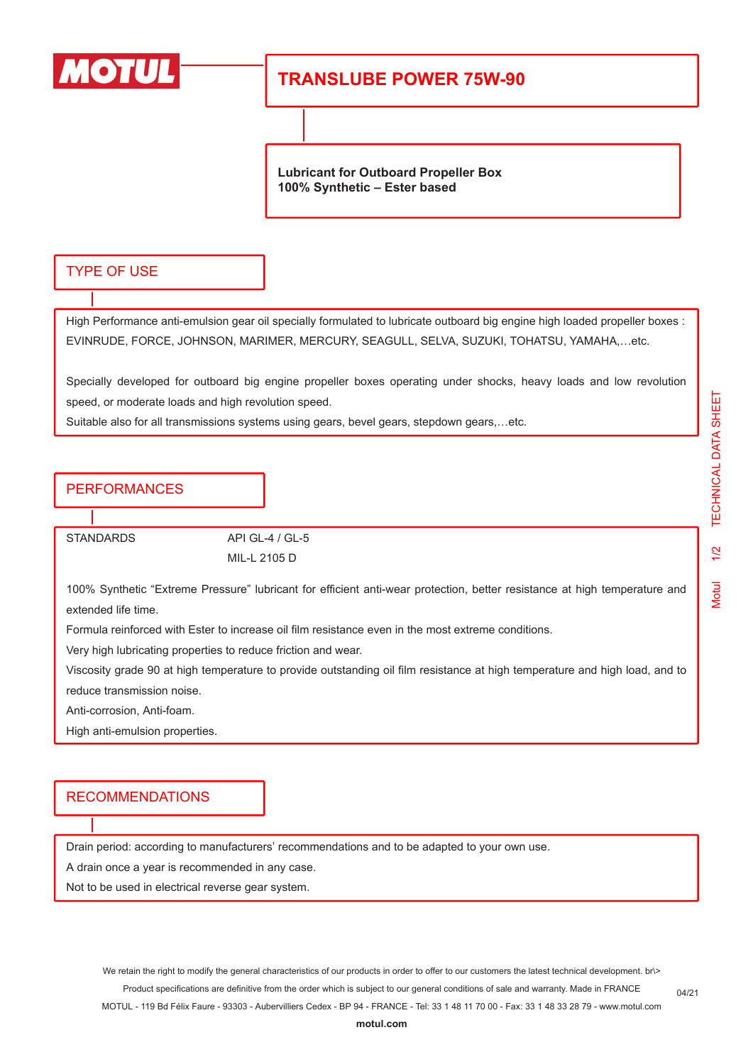# TRANSLUBE POWER 75W-90

**Lubricant for Outboard Propeller Box**
**100% Synthetic – Ester based**

## TYPE OF USE

High Performance anti-emulsion gear oil specially formulated to lubricate outboard big engine high loaded propeller boxes : EVINRUDE, FORCE, JOHNSON, MARIMER, MERCURY, SEAGULL, SELVA, SUZUKI, TOHATSU, YAMAHA,…etc.

Specially developed for outboard big engine propeller boxes operating under shocks, heavy loads and low revolution speed, or moderate loads and high revolution speed.
Suitable also for all transmissions systems using gears, bevel gears, stepdown gears,…etc.

## PERFORMANCES

| STANDARDS | API GL-4 / GL-5 |
| --- | --- |
| | MIL-L 2105 D |

100% Synthetic "Extreme Pressure" lubricant for efficient anti-wear protection, better resistance at high temperature and extended life time.
Formula reinforced with Ester to increase oil film resistance even in the most extreme conditions.
Very high lubricating properties to reduce friction and wear.
Viscosity grade 90 at high temperature to provide outstanding oil film resistance at high temperature and high load, and to reduce transmission noise.
Anti-corrosion, Anti-foam.
High anti-emulsion properties.

## RECOMMENDATIONS

Drain period: according to manufacturers' recommendations and to be adapted to your own use.
A drain once a year is recommended in any case.
Not to be used in electrical reverse gear system.

We retain the right to modify the general characteristics of our products in order to offer to our customers the latest technical development. br\>
Product specifications are definitive from the order which is subject to our general conditions of sale and warranty. Made in FRANCE
MOTUL - 119 Bd Félix Faure - 93303 - Aubervilliers Cedex - BP 94 - FRANCE - Tel: 33 1 48 11 70 00 - Fax: 33 1 48 33 28 79 - www.motul.com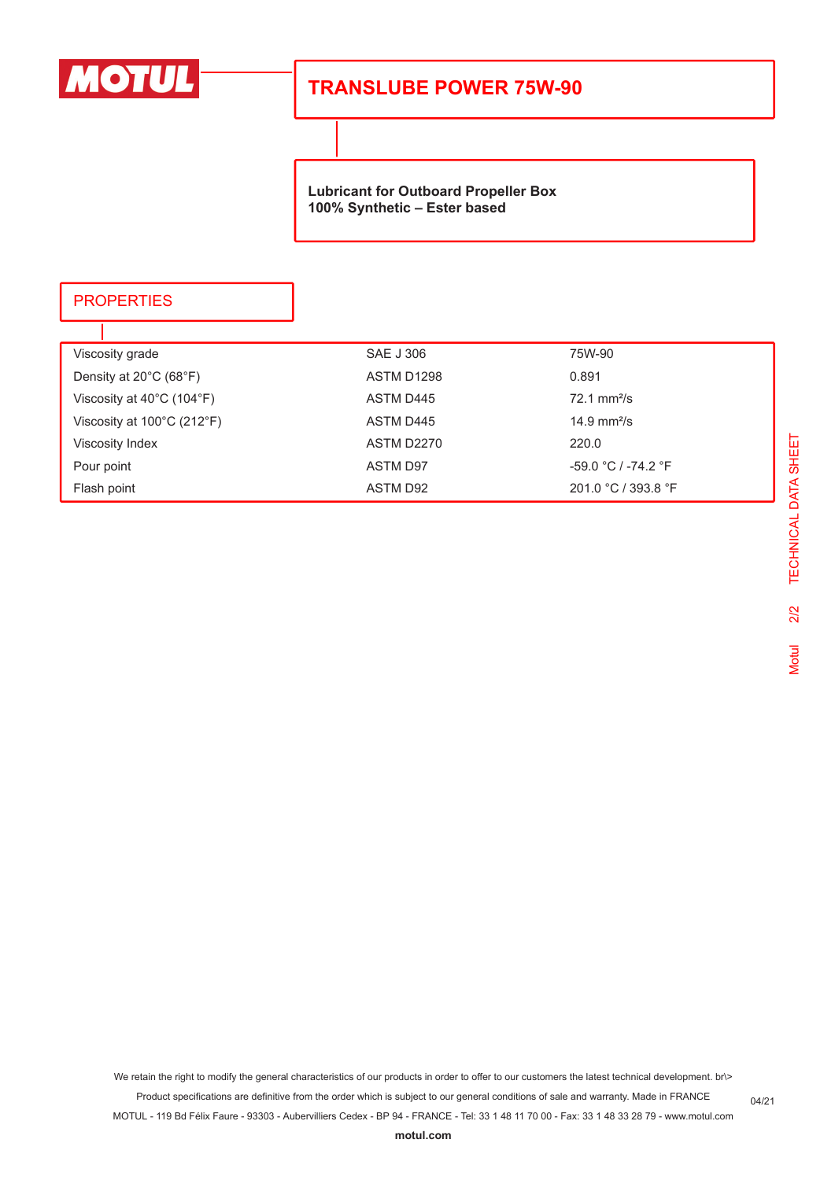# TRANSLUBE POWER 75W-90

**Lubricant for Outboard Propeller Box**
**100% Synthetic – Ester based**

## PROPERTIES

| | | |
|---|---|---|
| Viscosity grade | SAE J 306 | 75W-90 |
| Density at 20°C (68°F) | ASTM D1298 | 0.891 |
| Viscosity at 40°C (104°F) | ASTM D445 | 72.1 $mm^2/s$ |
| Viscosity at 100°C (212°F) | ASTM D445 | 14.9 $mm^2/s$ |
| Viscosity Index | ASTM D2270 | 220.0 |
| Pour point | ASTM D97 | -59.0 °C / -74.2 °F |
| Flash point | ASTM D92 | 201.0 °C / 393.8 °F |

We retain the right to modify the general characteristics of our products in order to offer to our customers the latest technical development. br\>
Product specifications are definitive from the order which is subject to our general conditions of sale and warranty. Made in FRANCE
MOTUL - 119 Bd Félix Faure - 93303 - Aubervilliers Cedex - BP 94 - FRANCE - Tel: 33 1 48 11 70 00 - Fax: 33 1 48 33 28 79 - www.motul.com

04/21

**motul.com**